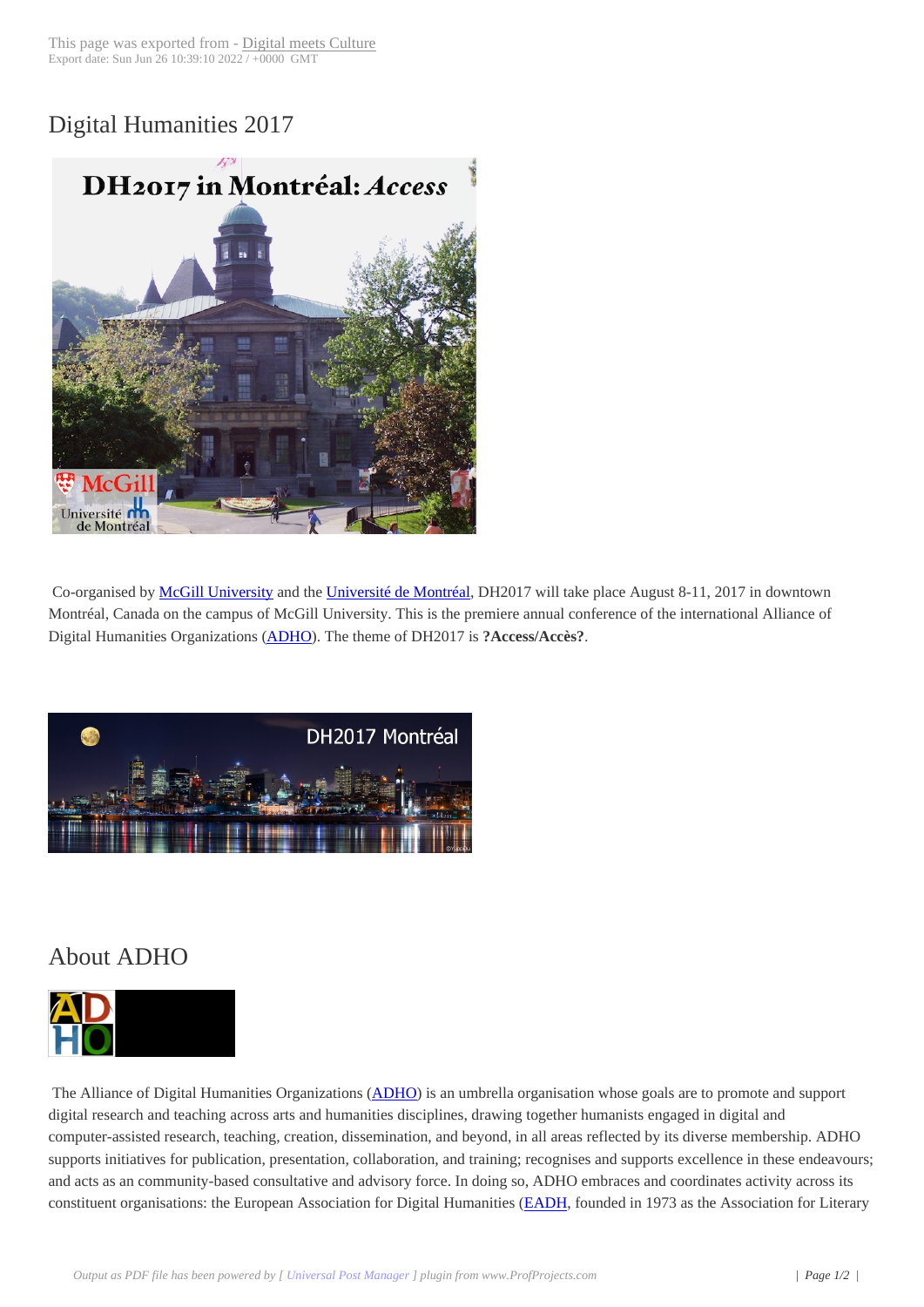# Digital Humanities 2017

Co-organised by McGill University and the Université de Montréal, DH2017 will take place August 8-11, 2017 in downtown Montréal, Canada on the campus of McGill University. This is the premiere annual conference of the international Alliance of Digital Humanities Organizations (ADHO). The theme of DH2017 is **?Access/Accès?**.

## About ADHO

The Alliance of Digital Humanities Organizations (ADHO) is an umbrella organisation whose goals are to promote and support digital research and teaching across arts and humanities disciplines, drawing together humanists engaged in digital and computer-assisted research, teaching, creation, dissemination, and beyond, in all areas reflected by its diverse membership. ADHO supports initiatives for publication, presentation, collaboration, and training; recognises and supports excellence in these endeavours; and acts as an community-based consultative and advisory force. In doing so, ADHO embraces and coordinates activity across its constituent organisations: the European Association for Digital Humanities (EADH, founded in 1973 as the Association for Literary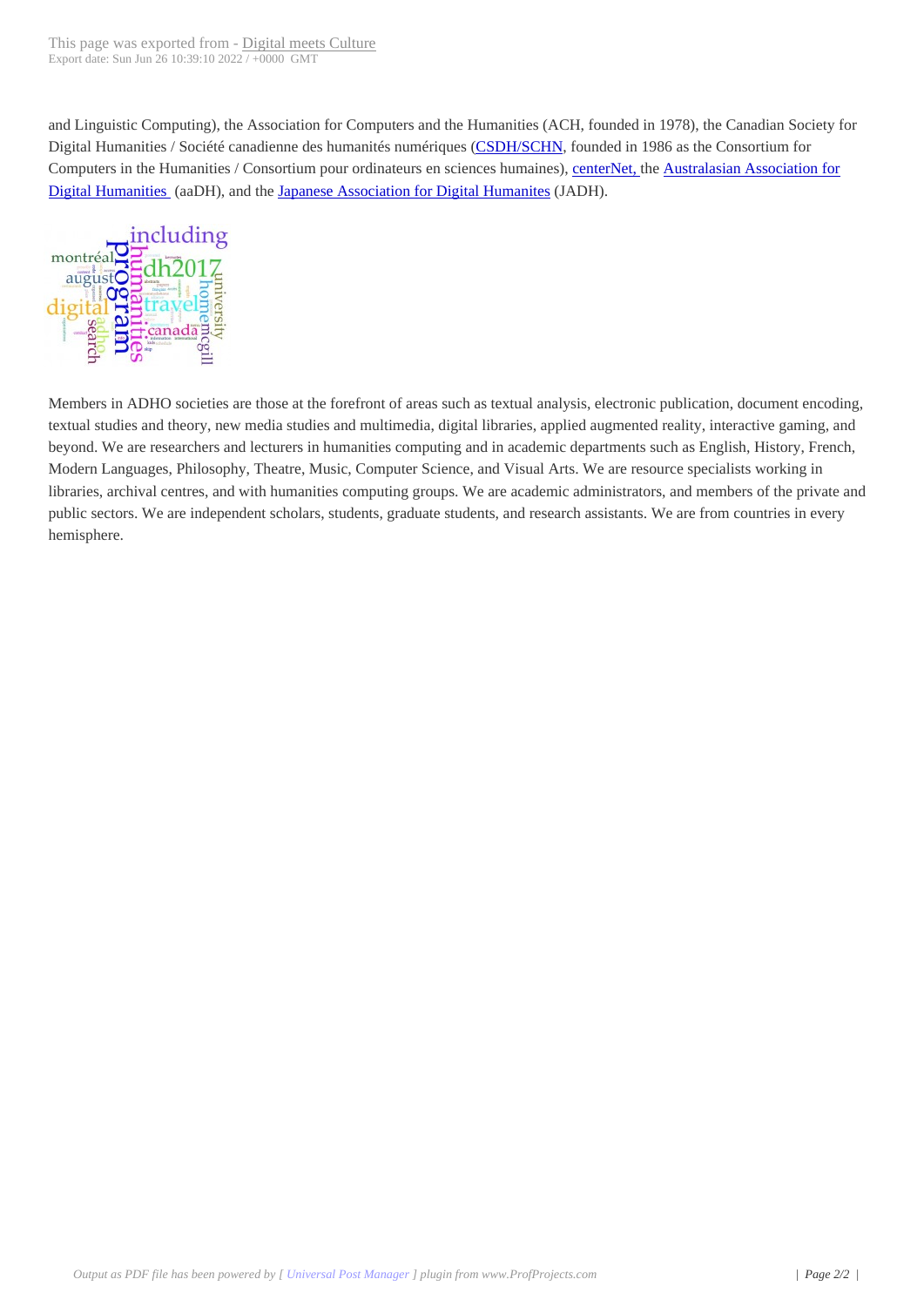and Linguistic Computing), the Association for Computers and the Humanities (ACH, founded in 1978), the Canadian Society for Digital Humanities / Société canadienne des humanités numériques (CSDH/SCHN, founded in 1986 as the Consortium for Computers in the Humanities / Consortium pour ordinateurs en sciences humaines), centerNet, the Australasian Association for Digital Humanities (aaDH), and the Japanese Association for Digital Humanites (JADH).

Members in ADHO societies are those at the forefront of areas such as textual analysis, electronic publication, document encoding, textual studies and theory, new media studies and multimedia, digital libraries, applied augmented reality, interactive gaming, and beyond. We are researchers and lecturers in humanities computing and in academic departments such as English, History, French, Modern Languages, Philosophy, Theatre, Music, Computer Science, and Visual Arts. We are resource specialists working in libraries, archival centres, and with humanities computing groups. We are academic administrators, and members of the private and public sectors. We are independent scholars, students, graduate students, and research assistants. We are from countries in every hemisphere.